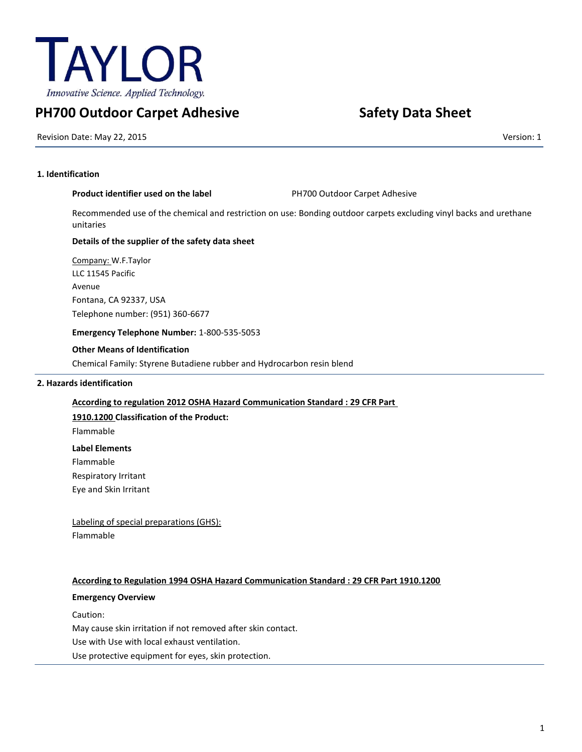TAYLOR

*Innovative Science. Applied Technology.*

# PH700 Outdoor Carpet Adhesive

# Safety Data Sheet

Revision Date: May 22, 2015

Version: 1

## 1. Identification

**Product identifier used on the label** PH700 Outdoor Carpet Adhesive

Recommended use of the chemical and restriction on use: Bonding outdoor carpets excluding vinyl backs and urethane unitaries

**Details of the supplier of the safety data sheet**

Company: W.F.Taylor
LLC 11545 Pacific
Avenue
Fontana, CA 92337, USA
Telephone number: (951) 360-6677

**Emergency Telephone Number:** 1-800-535-5053

**Other Means of Identification**

Chemical Family: Styrene Butadiene rubber and Hydrocarbon resin blend

## 2. Hazards identification

**According to regulation 2012 OSHA Hazard Communication Standard : 29 CFR Part 1910.1200 Classification of the Product:**

Flammable

**Label Elements**

Flammable
Respiratory Irritant
Eye and Skin Irritant

Labeling of special preparations (GHS):

Flammable

**According to Regulation 1994 OSHA Hazard Communication Standard : 29 CFR Part 1910.1200**

**Emergency Overview**

Caution:
May cause skin irritation if not removed after skin contact.
Use with Use with local exhaust ventilation.
Use protective equipment for eyes, skin protection.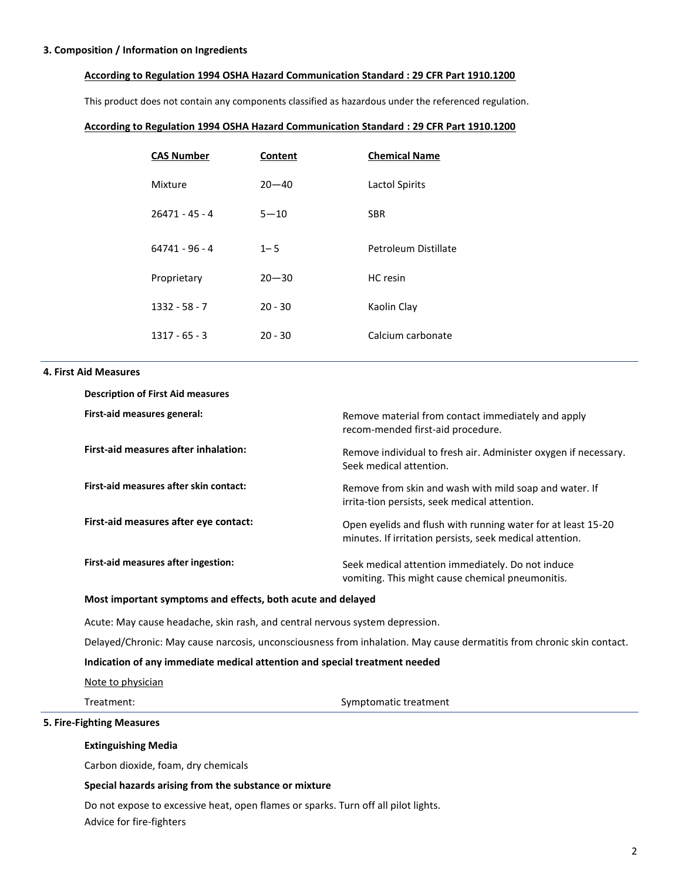## 3. Composition / Information on Ingredients

**According to Regulation 1994 OSHA Hazard Communication Standard : 29 CFR Part 1910.1200**

This product does not contain any components classified as hazardous under the referenced regulation.

**According to Regulation 1994 OSHA Hazard Communication Standard : 29 CFR Part 1910.1200**

| CAS Number | Content | Chemical Name |
|---|---|---|
| Mixture | 20—40 | Lactol Spirits |
| 26471 - 45 - 4 | 5—10 | SBR |
| 64741 - 96 - 4 | 1– 5 | Petroleum Distillate |
| Proprietary | 20—30 | HC resin |
| 1332 - 58 - 7 | 20 - 30 | Kaolin Clay |
| 1317 - 65 - 3 | 20 - 30 | Calcium carbonate |

## 4. First Aid Measures

**Description of First Aid measures**

| | |
|---|---|
| **First-aid measures general:** | Remove material from contact immediately and apply recom-mended first-aid procedure. |
| **First-aid measures after inhalation:** | Remove individual to fresh air. Administer oxygen if necessary. Seek medical attention. |
| **First-aid measures after skin contact:** | Remove from skin and wash with mild soap and water. If irrita-tion persists, seek medical attention. |
| **First-aid measures after eye contact:** | Open eyelids and flush with running water for at least 15-20 minutes. If irritation persists, seek medical attention. |
| **First-aid measures after ingestion:** | Seek medical attention immediately. Do not induce vomiting. This might cause chemical pneumonitis. |

**Most important symptoms and effects, both acute and delayed**

Acute: May cause headache, skin rash, and central nervous system depression.

Delayed/Chronic: May cause narcosis, unconsciousness from inhalation. May cause dermatitis from chronic skin contact.

**Indication of any immediate medical attention and special treatment needed**

Note to physician

Treatment: Symptomatic treatment

## 5. Fire-Fighting Measures

**Extinguishing Media**

Carbon dioxide, foam, dry chemicals

**Special hazards arising from the substance or mixture**

Do not expose to excessive heat, open flames or sparks. Turn off all pilot lights.

Advice for fire-fighters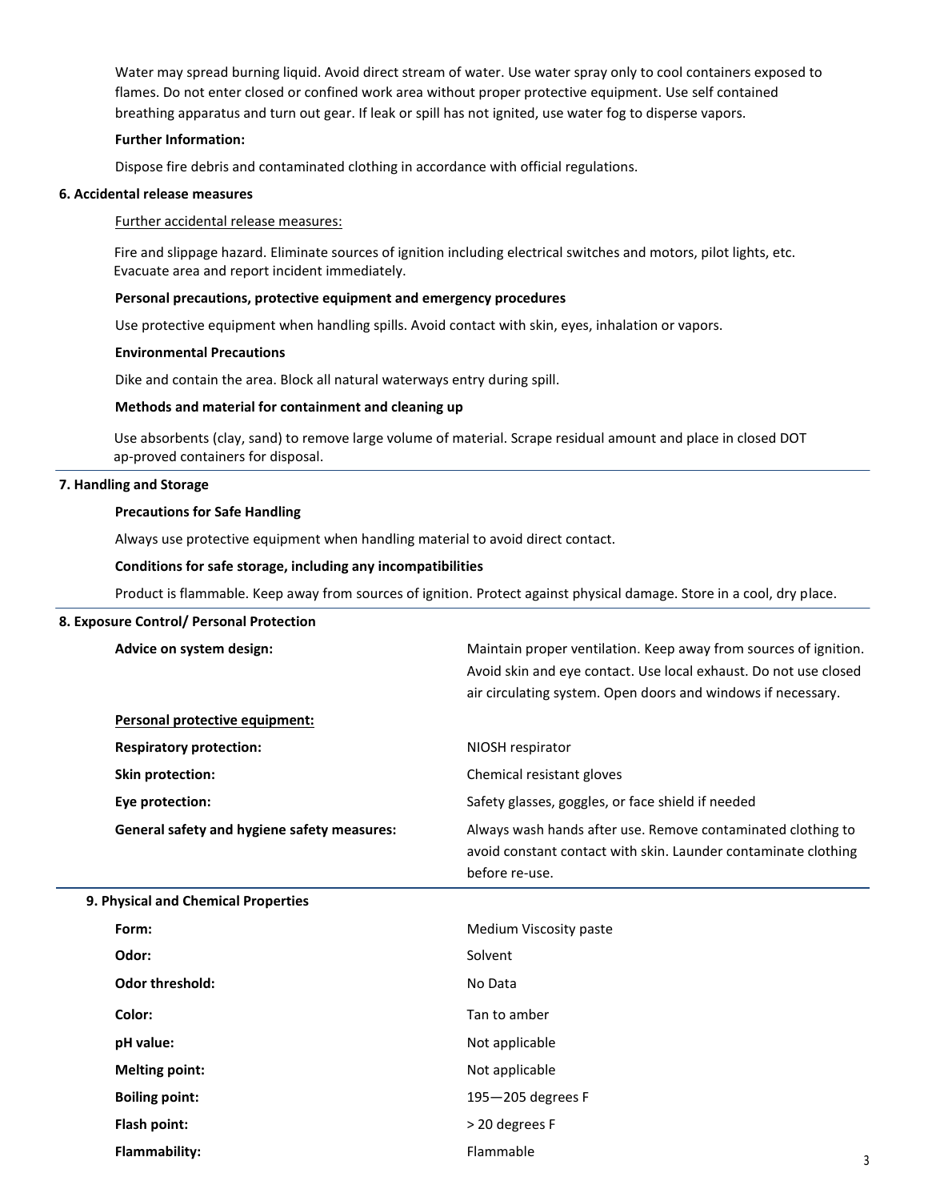Water may spread burning liquid. Avoid direct stream of water. Use water spray only to cool containers exposed to flames. Do not enter closed or confined work area without proper protective equipment. Use self contained breathing apparatus and turn out gear. If leak or spill has not ignited, use water fog to disperse vapors.

**Further Information:**

Dispose fire debris and contaminated clothing in accordance with official regulations.

## 6. Accidental release measures

Further accidental release measures:

Fire and slippage hazard. Eliminate sources of ignition including electrical switches and motors, pilot lights, etc. Evacuate area and report incident immediately.

**Personal precautions, protective equipment and emergency procedures**

Use protective equipment when handling spills. Avoid contact with skin, eyes, inhalation or vapors.

**Environmental Precautions**

Dike and contain the area. Block all natural waterways entry during spill.

**Methods and material for containment and cleaning up**

Use absorbents (clay, sand) to remove large volume of material. Scrape residual amount and place in closed DOT ap-proved containers for disposal.

## 7. Handling and Storage

**Precautions for Safe Handling**

Always use protective equipment when handling material to avoid direct contact.

**Conditions for safe storage, including any incompatibilities**

Product is flammable. Keep away from sources of ignition. Protect against physical damage. Store in a cool, dry place.

## 8. Exposure Control/ Personal Protection

**Advice on system design:** Maintain proper ventilation. Keep away from sources of ignition. Avoid skin and eye contact. Use local exhaust. Do not use closed air circulating system. Open doors and windows if necessary.

**Personal protective equipment:**

**Respiratory protection:** NIOSH respirator

**Skin protection:** Chemical resistant gloves

**Eye protection:** Safety glasses, goggles, or face shield if needed

**General safety and hygiene safety measures:** Always wash hands after use. Remove contaminated clothing to avoid constant contact with skin. Launder contaminate clothing before re-use.

## 9. Physical and Chemical Properties

**Form:** Medium Viscosity paste

**Odor:** Solvent

**Odor threshold:** No Data

**Color:** Tan to amber

**pH value:** Not applicable

**Melting point:** Not applicable

**Boiling point:** 195—205 degrees F

**Flash point:** > 20 degrees F

**Flammability:** Flammable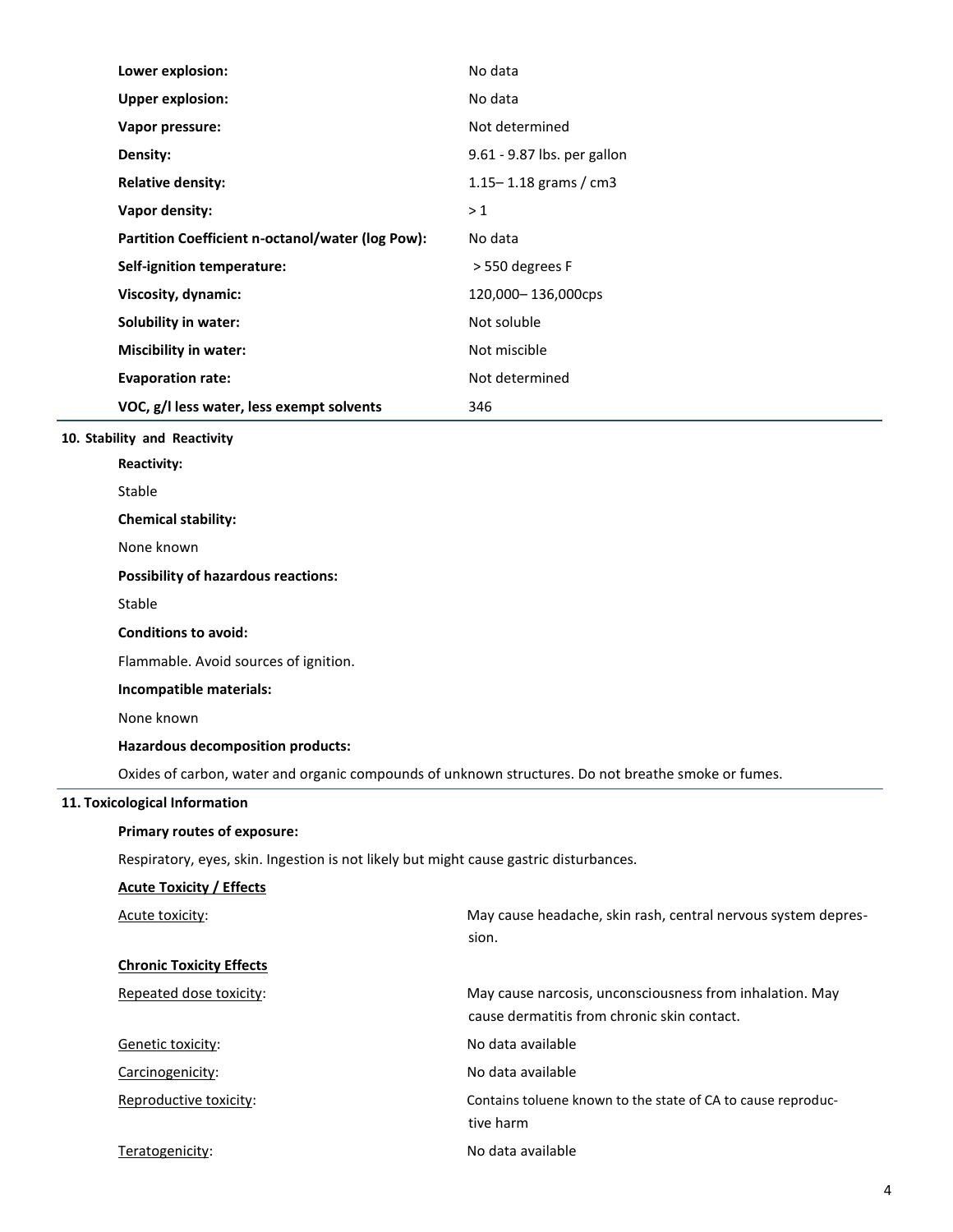| | |
|---|---|
| **Lower explosion:** | No data |
| **Upper explosion:** | No data |
| **Vapor pressure:** | Not determined |
| **Density:** | 9.61 - 9.87 lbs. per gallon |
| **Relative density:** | 1.15– 1.18 grams / cm3 |
| **Vapor density:** | > 1 |
| **Partition Coefficient n-octanol/water (log Pow):** | No data |
| **Self-ignition temperature:** | > 550 degrees F |
| **Viscosity, dynamic:** | 120,000– 136,000cps |
| **Solubility in water:** | Not soluble |
| **Miscibility in water:** | Not miscible |
| **Evaporation rate:** | Not determined |
| **VOC, g/l less water, less exempt solvents** | 346 |

## 10. Stability and Reactivity

**Reactivity:**

Stable

**Chemical stability:**

None known

**Possibility of hazardous reactions:**

Stable

**Conditions to avoid:**

Flammable. Avoid sources of ignition.

**Incompatible materials:**

None known

**Hazardous decomposition products:**

Oxides of carbon, water and organic compounds of unknown structures. Do not breathe smoke or fumes.

## 11. Toxicological Information

**Primary routes of exposure:**

Respiratory, eyes, skin. Ingestion is not likely but might cause gastric disturbances.

**Acute Toxicity / Effects**

| | |
|---|---|
| Acute toxicity: | May cause headache, skin rash, central nervous system depression. |

**Chronic Toxicity Effects**

| | |
|---|---|
| Repeated dose toxicity: | May cause narcosis, unconsciousness from inhalation. May cause dermatitis from chronic skin contact. |
| Genetic toxicity: | No data available |
| Carcinogenicity: | No data available |
| Reproductive toxicity: | Contains toluene known to the state of CA to cause reproductive harm |
| Teratogenicity: | No data available |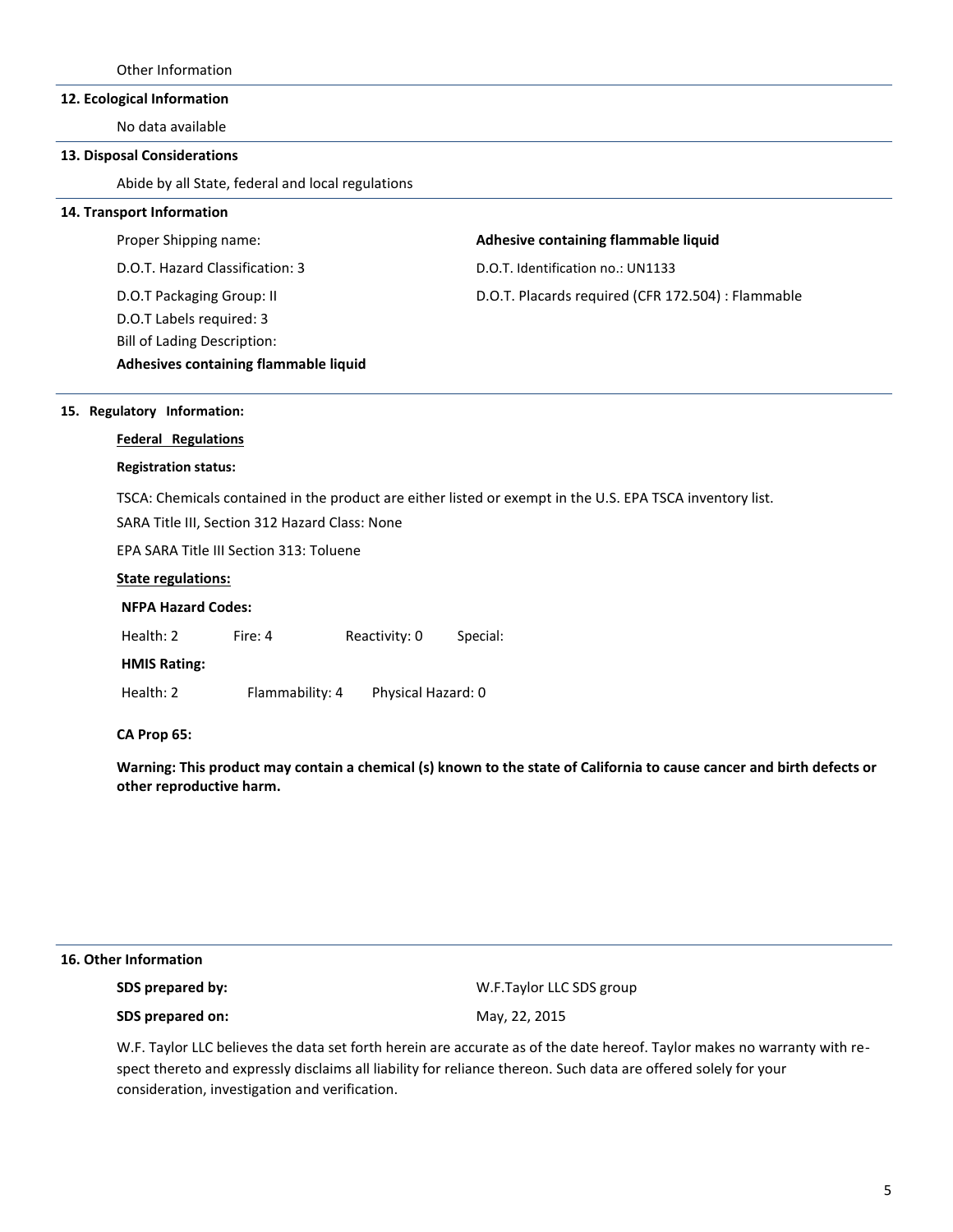Other Information

## 12. Ecological Information

No data available

## 13. Disposal Considerations

Abide by all State, federal and local regulations

## 14. Transport Information

Proper Shipping name: **Adhesive containing flammable liquid**

D.O.T. Hazard Classification: 3

D.O.T. Identification no.: UN1133

D.O.T Packaging Group: II

D.O.T. Placards required (CFR 172.504) : Flammable

D.O.T Labels required: 3

Bill of Lading Description:

**Adhesives containing flammable liquid**

## 15. Regulatory Information:

**Federal Regulations**

**Registration status:**

TSCA: Chemicals contained in the product are either listed or exempt in the U.S. EPA TSCA inventory list.

SARA Title III, Section 312 Hazard Class: None

EPA SARA Title III Section 313: Toluene

**State regulations:**

**NFPA Hazard Codes:**

Health: 2    Fire: 4    Reactivity: 0    Special:

**HMIS Rating:**

Health: 2    Flammability: 4    Physical Hazard: 0

**CA Prop 65:**

**Warning: This product may contain a chemical (s) known to the state of California to cause cancer and birth defects or other reproductive harm.**

## 16. Other Information

**SDS prepared by:** W.F.Taylor LLC SDS group

**SDS prepared on:** May, 22, 2015

W.F. Taylor LLC believes the data set forth herein are accurate as of the date hereof. Taylor makes no warranty with respect thereto and expressly disclaims all liability for reliance thereon. Such data are offered solely for your consideration, investigation and verification.